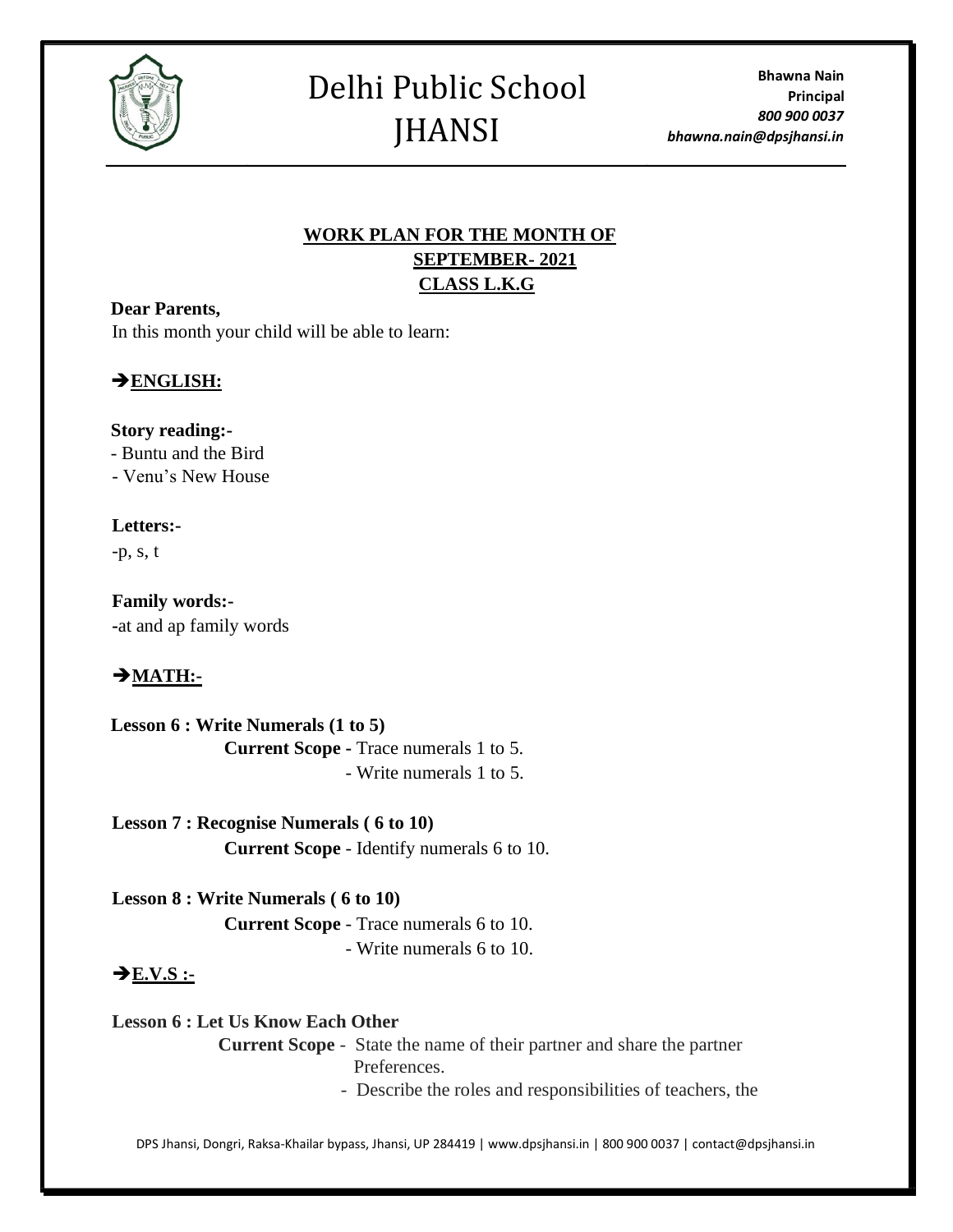# Delhi Public School JHANSI

**Bhawna Nain**
**Principal**
*800 900 0037*
*bhawna.nain@dpsjhansi.in*

## WORK PLAN FOR THE MONTH OF SEPTEMBER- 2021
## CLASS L.K.G

**Dear Parents,**

In this month your child will be able to learn:

### ➔ENGLISH:

**Story reading:-**

- Buntu and the Bird
- Venu's New House

**Letters:-**

-p, s, t

**Family words:-**

-at and ap family words

### ➔MATH:-

**Lesson 6 : Write Numerals (1 to 5)**

**Current Scope** - Trace numerals 1 to 5.
- Write numerals 1 to 5.

**Lesson 7 : Recognise Numerals ( 6 to 10)**

**Current Scope** - Identify numerals 6 to 10.

**Lesson 8 : Write Numerals ( 6 to 10)**

**Current Scope** - Trace numerals 6 to 10.
- Write numerals 6 to 10.

### ➔E.V.S :-

**Lesson 6 : Let Us Know Each Other**

**Current Scope** - State the name of their partner and share the partner Preferences.
- Describe the roles and responsibilities of teachers, the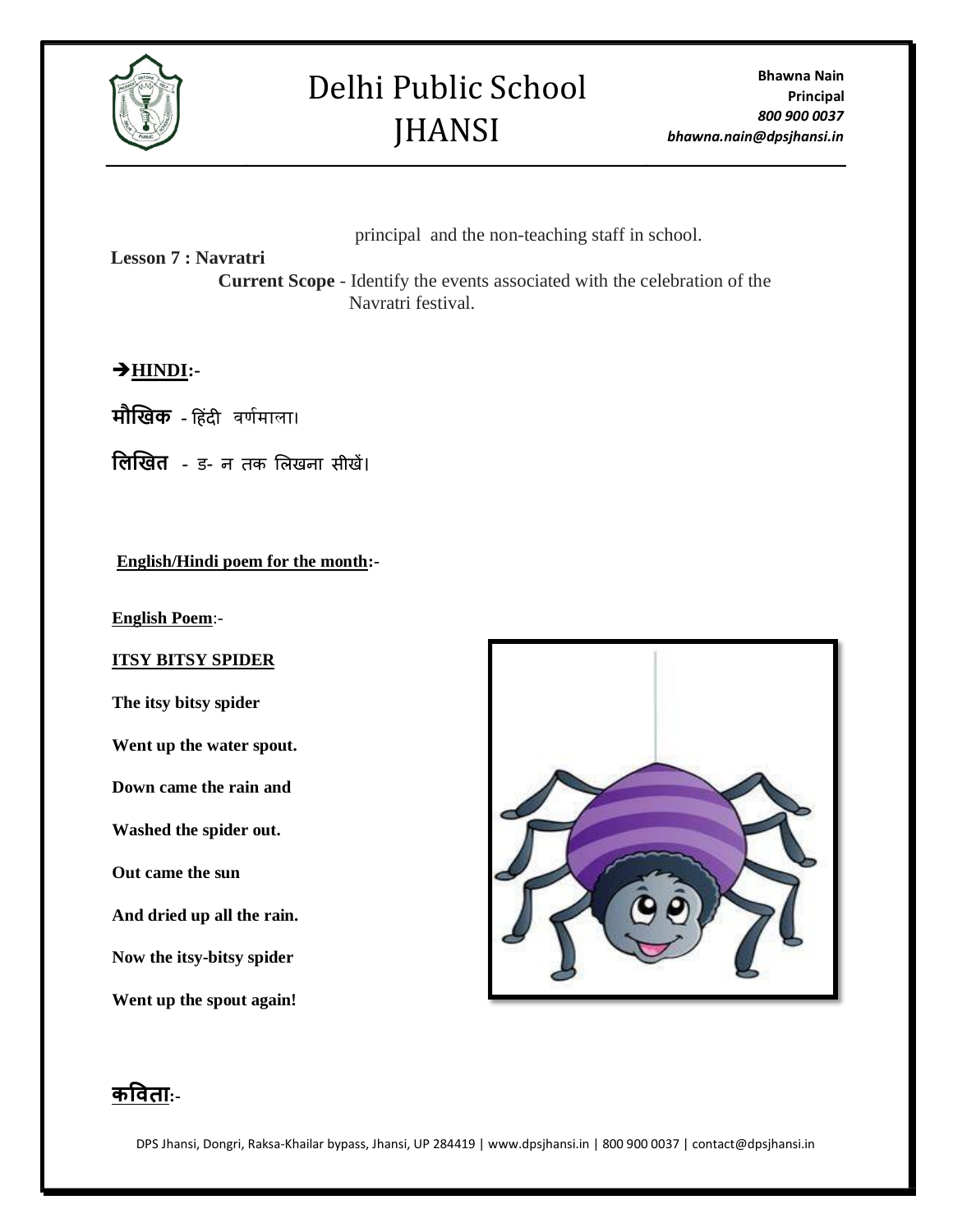principal and the non-teaching staff in school.

**Lesson 7 : Navratri**

**Current Scope** - Identify the events associated with the celebration of the Navratri festival.

## ➔**HINDI:-**

**मौखिक** - हिंदी वर्णमाला।

**लिखित** - ड- न तक लिखना सीखें।

**English/Hindi poem for the month:-**

**English Poem**:-

**ITSY BITSY SPIDER**

**The itsy bitsy spider**

**Went up the water spout.**

**Down came the rain and**

**Washed the spider out.**

**Out came the sun**

**And dried up all the rain.**

**Now the itsy-bitsy spider**

**Went up the spout again!**

**कविता:-**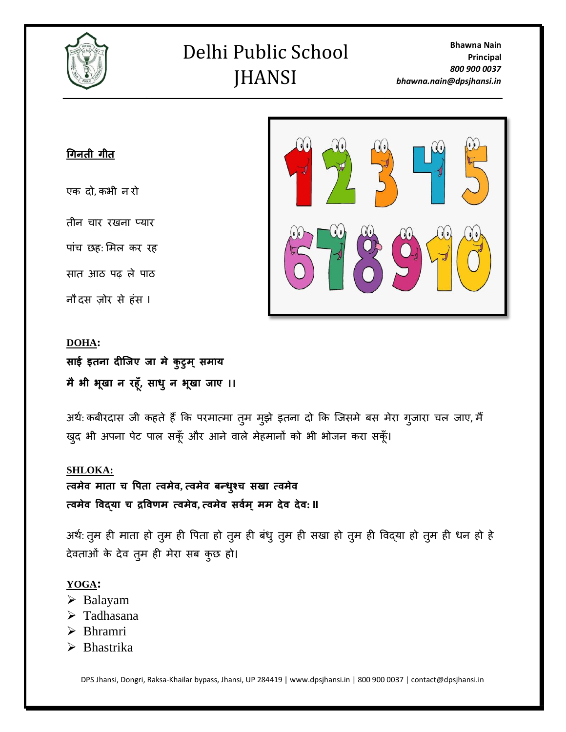**गिनती गीत**

एक दो, कभी न रो

तीन चार रखना प्यार

पांच छह: मिल कर रह

सात आठ पढ़ ले पाठ

नौ दस ज़ोर से हंस ।

**DOHA:**

**साई इतना दीजिए जा मे कुटुम् समाय**

**मै भी भूखा न रहूँ, साधु न भूखा जाए ।।**

अर्थ: कबीरदास जी कहते हैं कि परमात्मा तुम मुझे इतना दो कि जिसमे बस मेरा गुजारा चल जाए, मैं खुद भी अपना पेट पाल सकूँ और आने वाले मेहमानों को भी भोजन करा सकूँ।

**SHLOKA:**

**त्वमेव माता च पिता त्वमेव, त्वमेव बन्धुश्च सखा त्वमेव**

**त्वमेव विद्या च द्रविणम त्वमेव, त्वमेव सर्वम् मम देव देव: ll**

अर्थ: तुम ही माता हो तुम ही पिता हो तुम ही बंधु तुम ही सखा हो तुम ही विद्या हो तुम ही धन हो हे देवताओं के देव तुम ही मेरा सब कुछ हो।

**YOGA:**

- Balayam
- Tadhasana
- Bhramri
- Bhastrika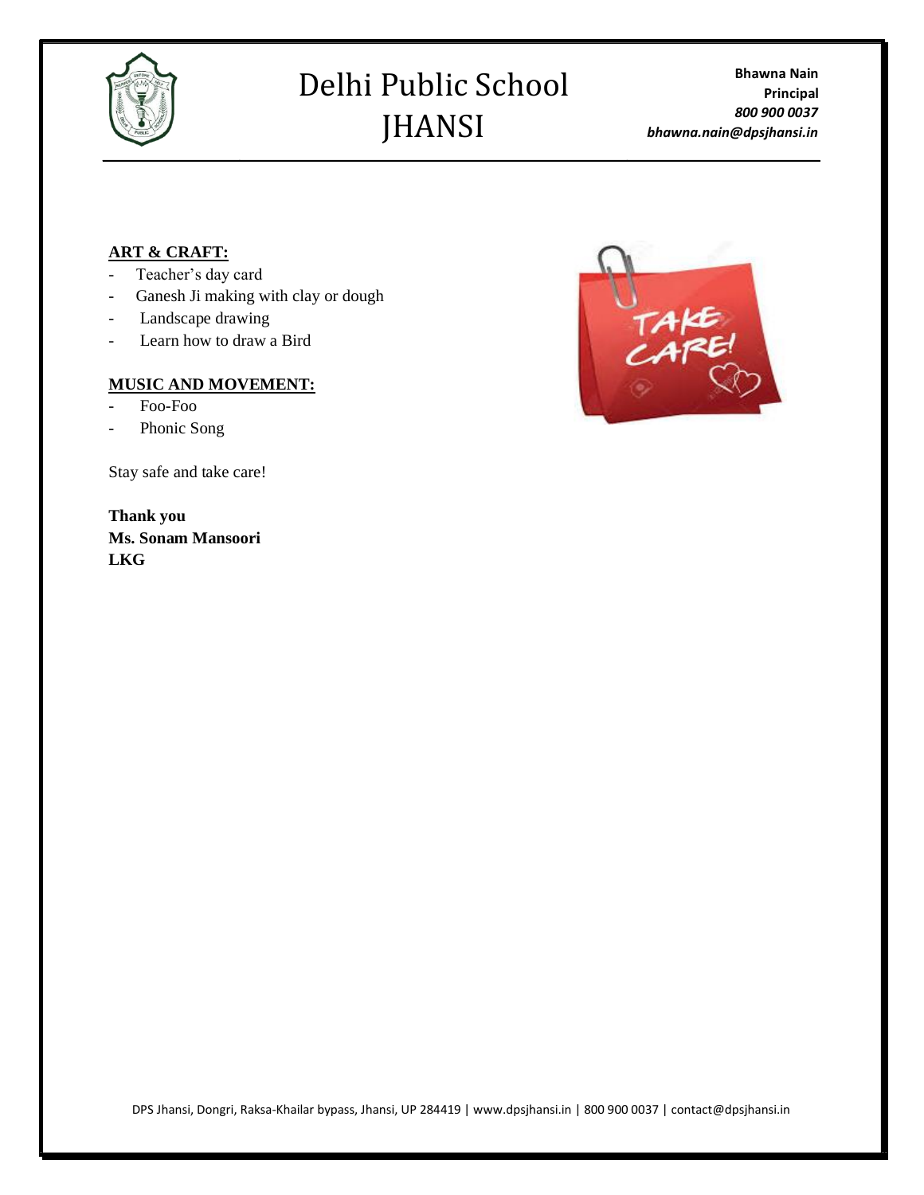**ART & CRAFT:**

- Teacher's day card
- Ganesh Ji making with clay or dough
- Landscape drawing
- Learn how to draw a Bird

**MUSIC AND MOVEMENT:**

- Foo-Foo
- Phonic Song

Stay safe and take care!

**Thank you**
**Ms. Sonam Mansoori**
**LKG**